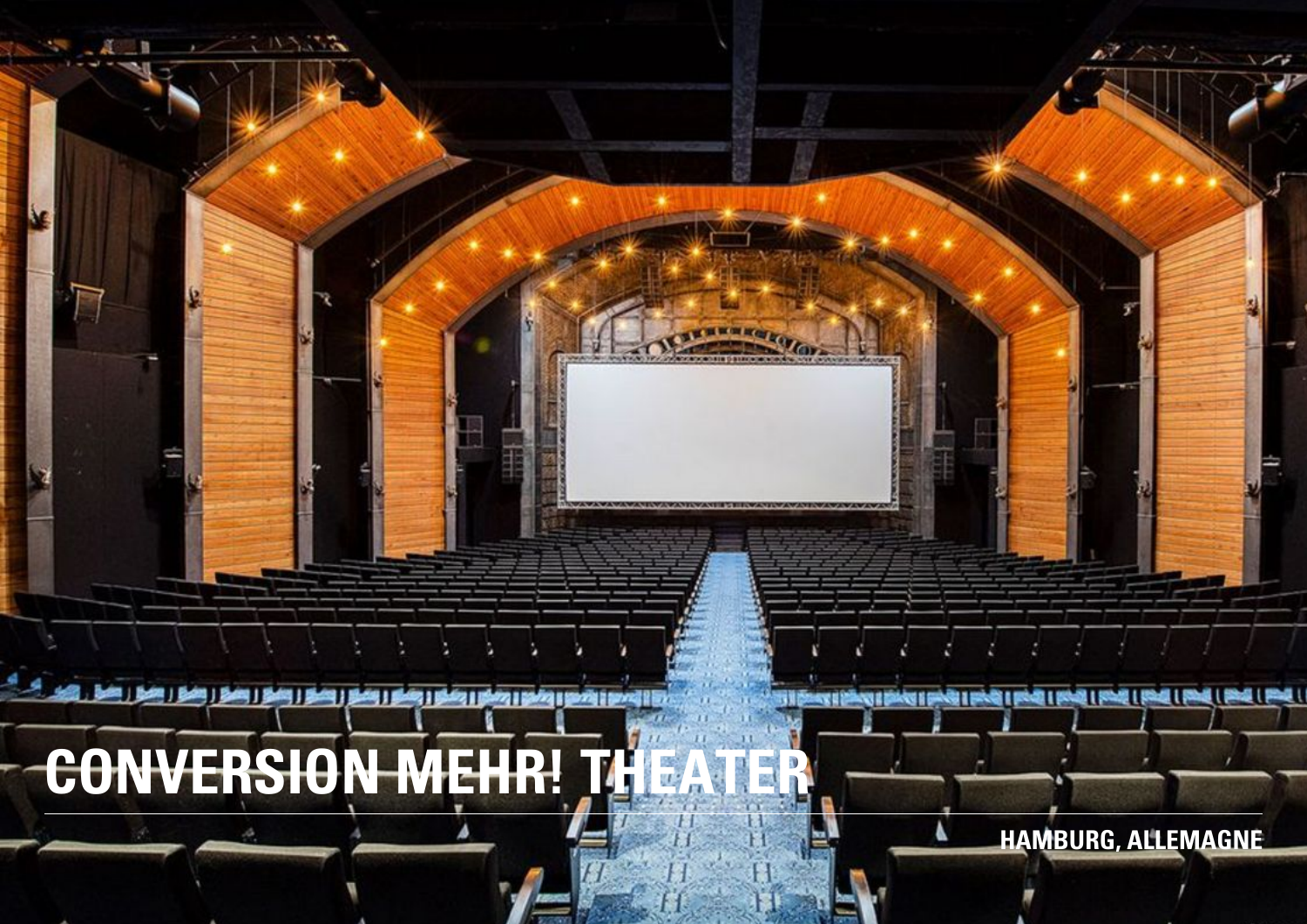# CONVERSION MEHR! THEATER

HAMBURG, ALLEMAGNE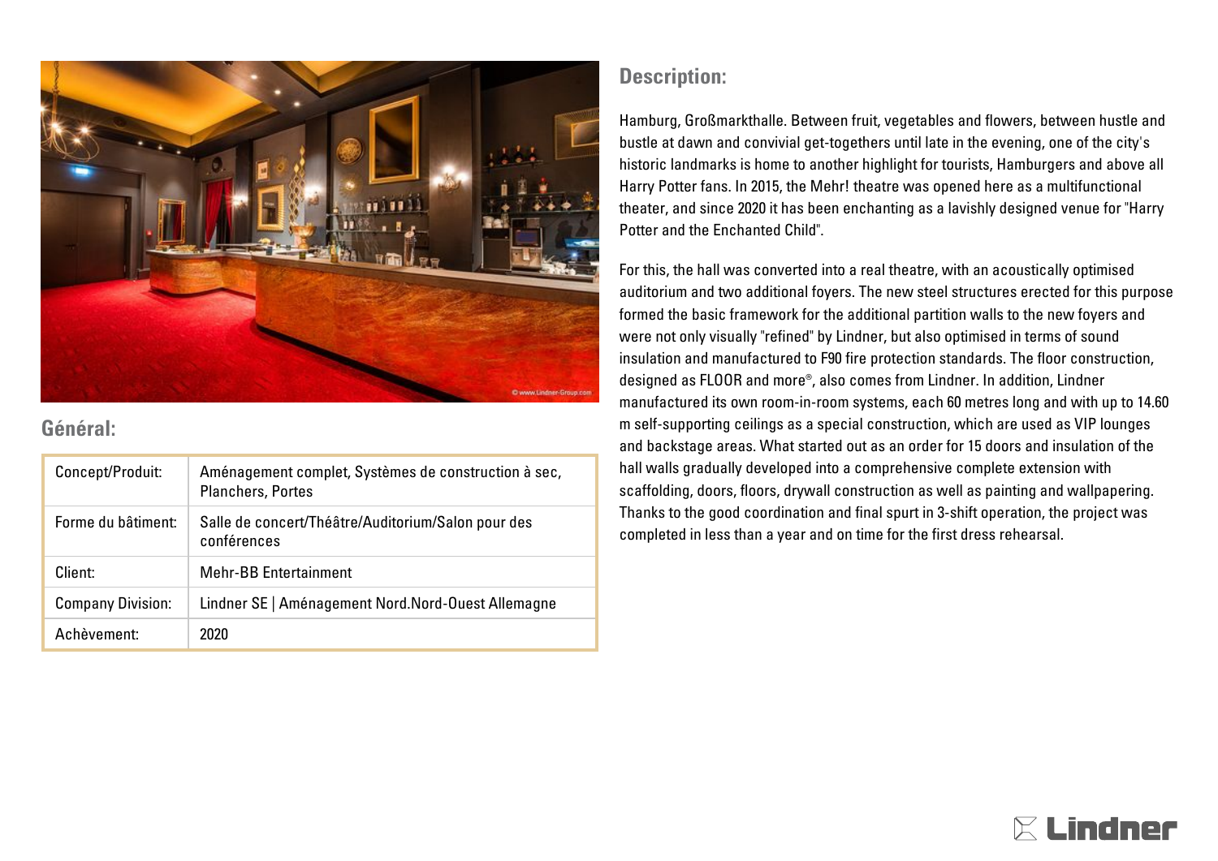## Général:

| Concept/Produit: | Aménagement complet, Systèmes de construction à sec, Planchers, Portes |
|---|---|
| Forme du bâtiment: | Salle de concert/Théâtre/Auditorium/Salon pour des conférences |
| Client: | Mehr-BB Entertainment |
| Company Division: | Lindner SE \| Aménagement Nord.Nord-Ouest Allemagne |
| Achèvement: | 2020 |

## Description:

Hamburg, Großmarkthalle. Between fruit, vegetables and flowers, between hustle and bustle at dawn and convivial get-togethers until late in the evening, one of the city's historic landmarks is home to another highlight for tourists, Hamburgers and above all Harry Potter fans. In 2015, the Mehr! theatre was opened here as a multifunctional theater, and since 2020 it has been enchanting as a lavishly designed venue for "Harry Potter and the Enchanted Child".

For this, the hall was converted into a real theatre, with an acoustically optimised auditorium and two additional foyers. The new steel structures erected for this purpose formed the basic framework for the additional partition walls to the new foyers and were not only visually "refined" by Lindner, but also optimised in terms of sound insulation and manufactured to F90 fire protection standards. The floor construction, designed as FLOOR and more®, also comes from Lindner. In addition, Lindner manufactured its own room-in-room systems, each 60 metres long and with up to 14.60 m self-supporting ceilings as a special construction, which are used as VIP lounges and backstage areas. What started out as an order for 15 doors and insulation of the hall walls gradually developed into a comprehensive complete extension with scaffolding, doors, floors, drywall construction as well as painting and wallpapering. Thanks to the good coordination and final spurt in 3-shift operation, the project was completed in less than a year and on time for the first dress rehearsal.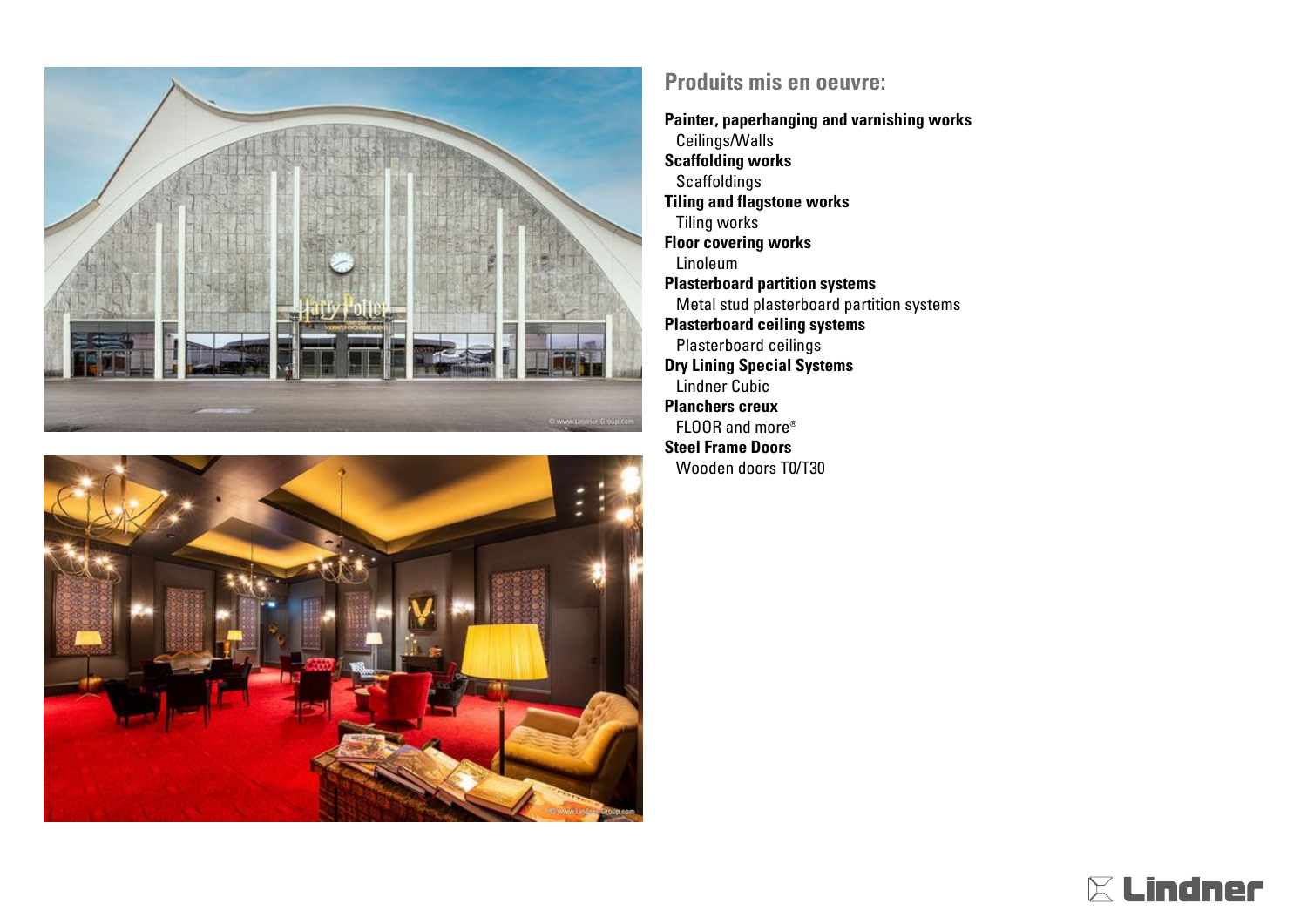## Produits mis en oeuvre:

**Painter, paperhanging and varnishing works**
Ceilings/Walls

**Scaffolding works**
Scaffoldings

**Tiling and flagstone works**
Tiling works

**Floor covering works**
Linoleum

**Plasterboard partition systems**
Metal stud plasterboard partition systems

**Plasterboard ceiling systems**
Plasterboard ceilings

**Dry Lining Special Systems**
Lindner Cubic

**Planchers creux**
FLOOR and more®

**Steel Frame Doors**
Wooden doors T0/T30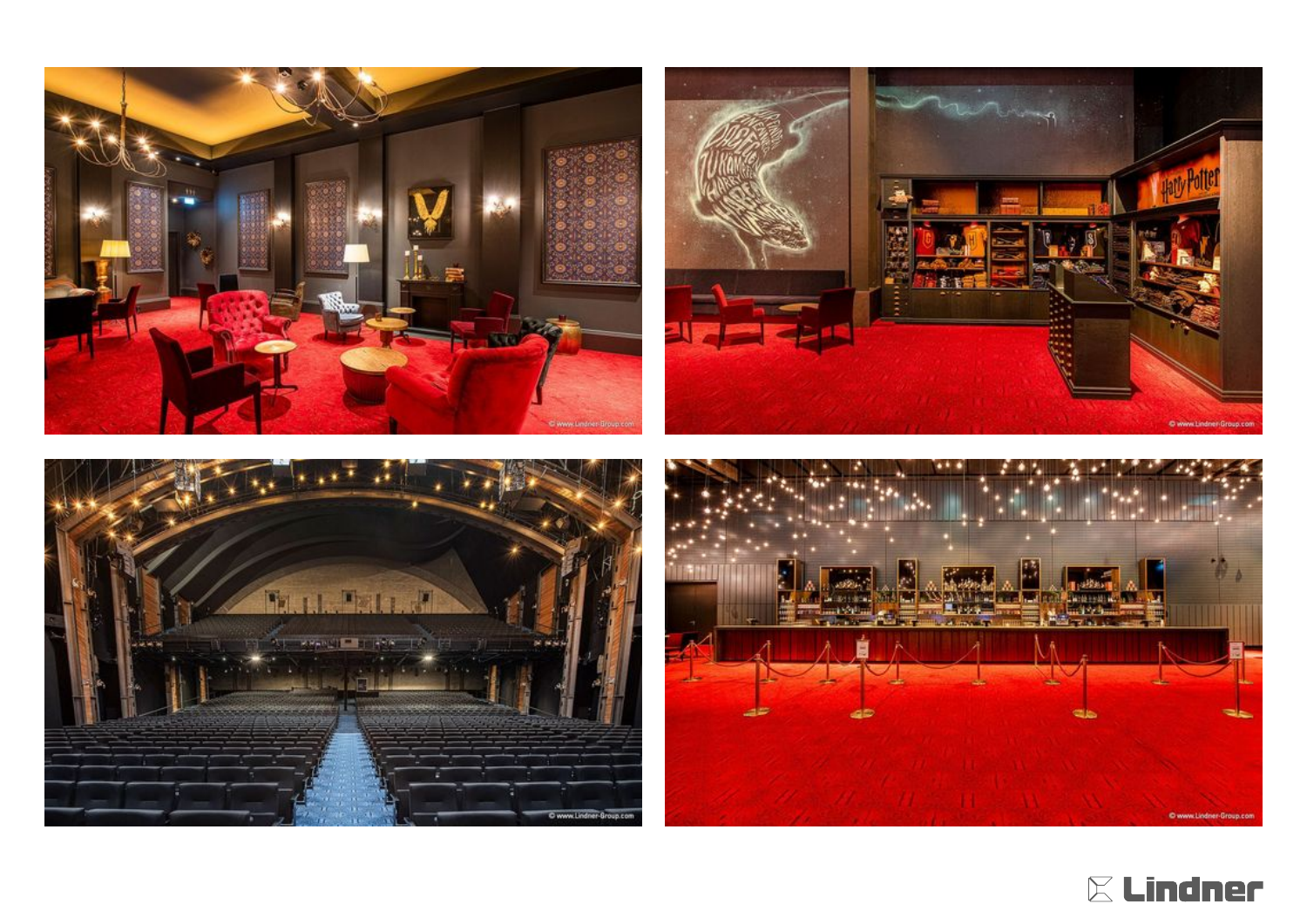© www.Lindner-Group.com

© www.Lindner-Group.com

© www.Lindner-Group.com

© www.Lindner-Group.com